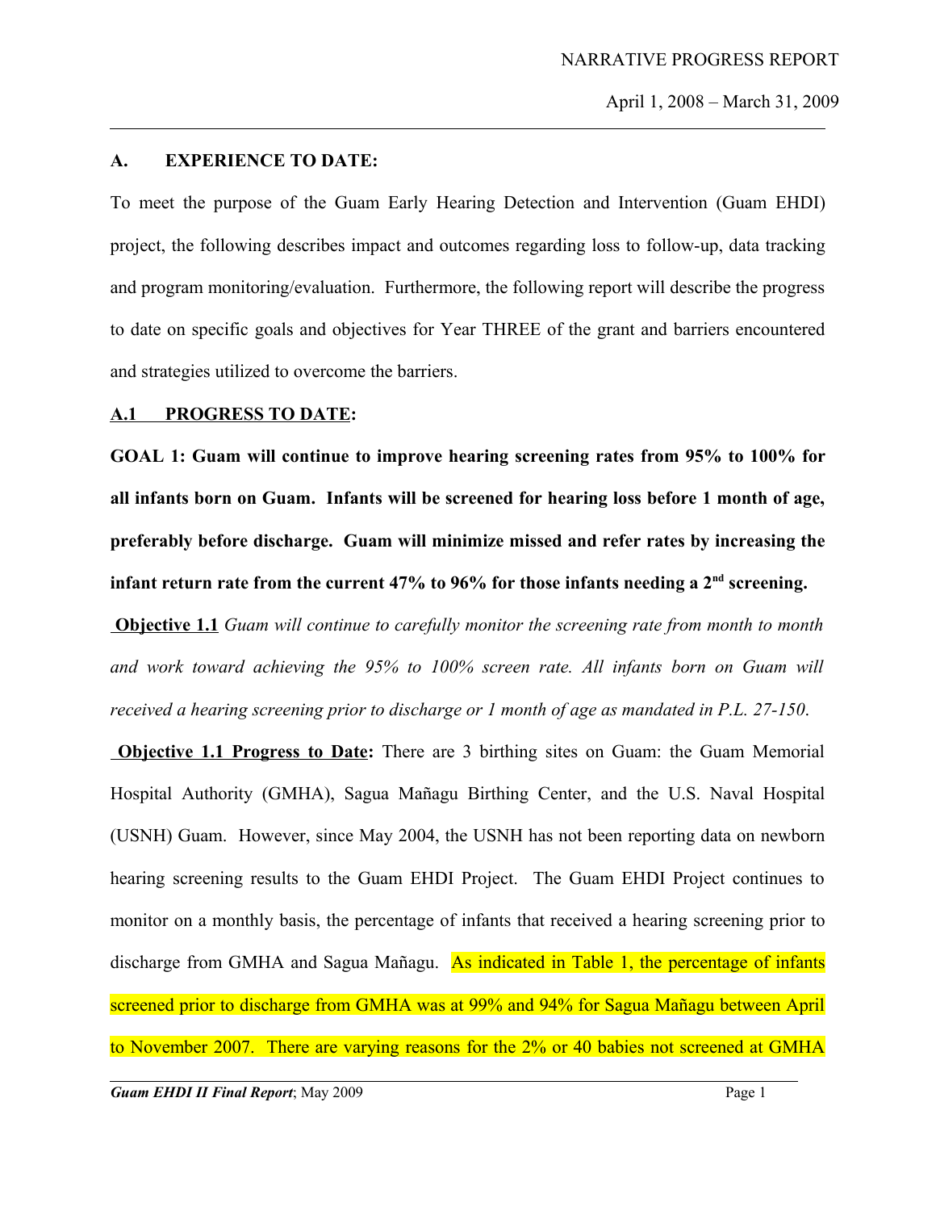## A. EXPERIENCE TO DATE:

To meet the purpose of the Guam Early Hearing Detection and Intervention (Guam EHDI) project, the following describes impact and outcomes regarding loss to follow-up, data tracking and program monitoring/evaluation. Furthermore, the following report will describe the progress to date on specific goals and objectives for Year THREE of the grant and barriers encountered and strategies utilized to overcome the barriers.

### A.1 PROGRESS TO DATE:

**GOAL 1: Guam will continue to improve hearing screening rates from 95% to 100% for all infants born on Guam. Infants will be screened for hearing loss before 1 month of age, preferably before discharge. Guam will minimize missed and refer rates by increasing the infant return rate from the current 47% to 96% for those infants needing a 2nd screening.**

**Objective 1.1** *Guam will continue to carefully monitor the screening rate from month to month and work toward achieving the 95% to 100% screen rate. All infants born on Guam will received a hearing screening prior to discharge or 1 month of age as mandated in P.L. 27-150.*

**Objective 1.1 Progress to Date:** There are 3 birthing sites on Guam: the Guam Memorial Hospital Authority (GMHA), Sagua Mañagu Birthing Center, and the U.S. Naval Hospital (USNH) Guam. However, since May 2004, the USNH has not been reporting data on newborn hearing screening results to the Guam EHDI Project. The Guam EHDI Project continues to monitor on a monthly basis, the percentage of infants that received a hearing screening prior to discharge from GMHA and Sagua Mañagu. As indicated in Table 1, the percentage of infants screened prior to discharge from GMHA was at 99% and 94% for Sagua Mañagu between April to November 2007. There are varying reasons for the 2% or 40 babies not screened at GMHA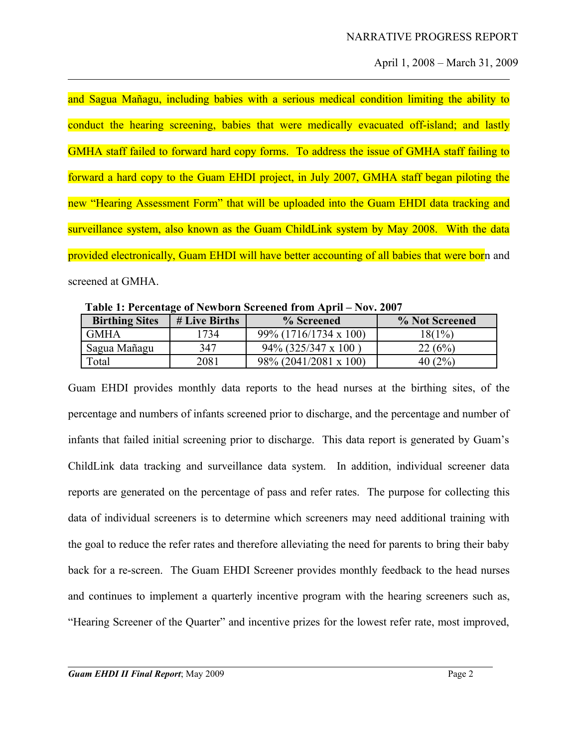and Sagua Mañagu, including babies with a serious medical condition limiting the ability to conduct the hearing screening, babies that were medically evacuated off-island; and lastly GMHA staff failed to forward hard copy forms. To address the issue of GMHA staff failing to forward a hard copy to the Guam EHDI project, in July 2007, GMHA staff began piloting the new "Hearing Assessment Form" that will be uploaded into the Guam EHDI data tracking and surveillance system, also known as the Guam ChildLink system by May 2008. With the data provided electronically, Guam EHDI will have better accounting of all babies that were born and screened at GMHA.

**Table 1: Percentage of Newborn Screened from April – Nov. 2007**

| Birthing Sites | # Live Births | % Screened | % Not Screened |
|---|---|---|---|
| GMHA | 1734 | 99% (1716/1734 x 100) | 18(1%) |
| Sagua Mañagu | 347 | 94% (325/347 x 100 ) | 22 (6%) |
| Total | 2081 | 98% (2041/2081 x 100) | 40 (2%) |

Guam EHDI provides monthly data reports to the head nurses at the birthing sites, of the percentage and numbers of infants screened prior to discharge, and the percentage and number of infants that failed initial screening prior to discharge. This data report is generated by Guam's ChildLink data tracking and surveillance data system. In addition, individual screener data reports are generated on the percentage of pass and refer rates. The purpose for collecting this data of individual screeners is to determine which screeners may need additional training with the goal to reduce the refer rates and therefore alleviating the need for parents to bring their baby back for a re-screen. The Guam EHDI Screener provides monthly feedback to the head nurses and continues to implement a quarterly incentive program with the hearing screeners such as, "Hearing Screener of the Quarter" and incentive prizes for the lowest refer rate, most improved,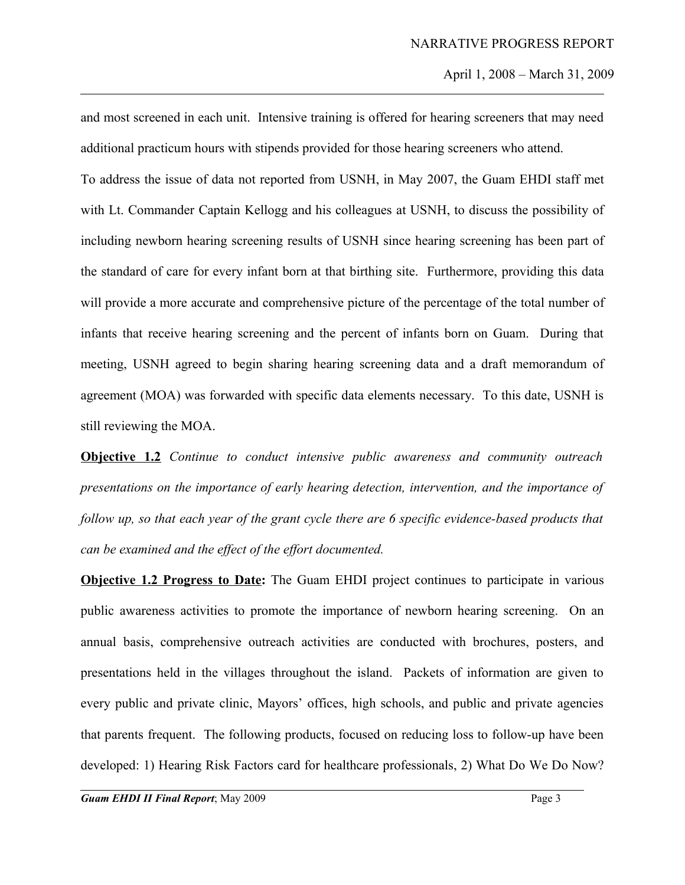and most screened in each unit. Intensive training is offered for hearing screeners that may need additional practicum hours with stipends provided for those hearing screeners who attend.

To address the issue of data not reported from USNH, in May 2007, the Guam EHDI staff met with Lt. Commander Captain Kellogg and his colleagues at USNH, to discuss the possibility of including newborn hearing screening results of USNH since hearing screening has been part of the standard of care for every infant born at that birthing site. Furthermore, providing this data will provide a more accurate and comprehensive picture of the percentage of the total number of infants that receive hearing screening and the percent of infants born on Guam. During that meeting, USNH agreed to begin sharing hearing screening data and a draft memorandum of agreement (MOA) was forwarded with specific data elements necessary. To this date, USNH is still reviewing the MOA.

**Objective 1.2** *Continue to conduct intensive public awareness and community outreach presentations on the importance of early hearing detection, intervention, and the importance of follow up, so that each year of the grant cycle there are 6 specific evidence-based products that can be examined and the effect of the effort documented.*

**Objective 1.2 Progress to Date:** The Guam EHDI project continues to participate in various public awareness activities to promote the importance of newborn hearing screening. On an annual basis, comprehensive outreach activities are conducted with brochures, posters, and presentations held in the villages throughout the island. Packets of information are given to every public and private clinic, Mayors' offices, high schools, and public and private agencies that parents frequent. The following products, focused on reducing loss to follow-up have been developed: 1) Hearing Risk Factors card for healthcare professionals, 2) What Do We Do Now?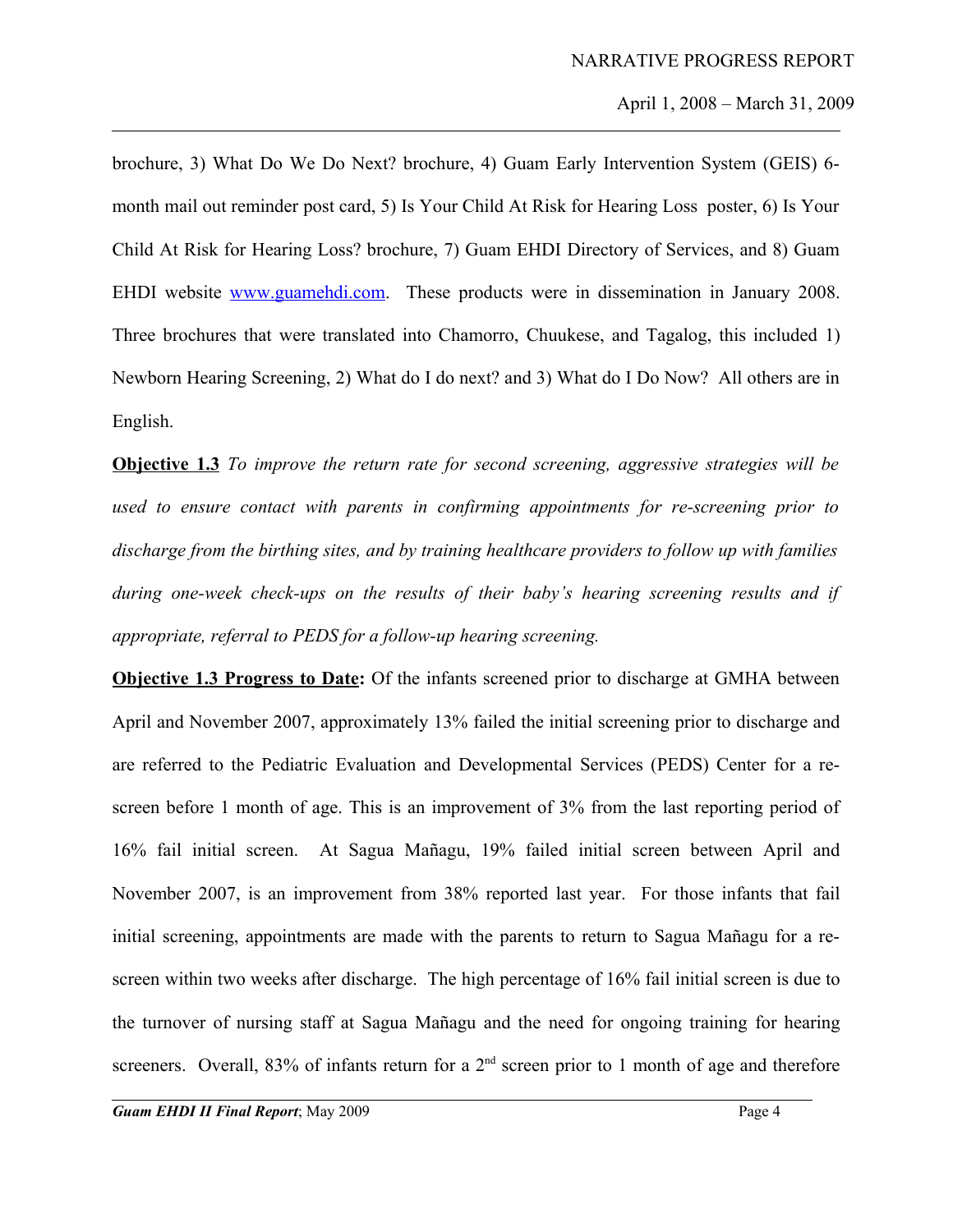brochure, 3) What Do We Do Next? brochure, 4) Guam Early Intervention System (GEIS) 6-month mail out reminder post card, 5) Is Your Child At Risk for Hearing Loss  poster, 6) Is Your Child At Risk for Hearing Loss? brochure, 7) Guam EHDI Directory of Services, and 8) Guam EHDI website [www.guamehdi.com](http://www.guamehdi.com).  These products were in dissemination in January 2008. Three brochures that were translated into Chamorro, Chuukese, and Tagalog, this included 1) Newborn Hearing Screening, 2) What do I do next? and 3) What do I Do Now?  All others are in English.

**Objective 1.3** *To improve the return rate for second screening, aggressive strategies will be used to ensure contact with parents in confirming appointments for re-screening prior to discharge from the birthing sites, and by training healthcare providers to follow up with families during one-week check-ups on the results of their baby's hearing screening results and if appropriate, referral to PEDS for a follow-up hearing screening.*

**Objective 1.3 Progress to Date:** Of the infants screened prior to discharge at GMHA between April and November 2007, approximately 13% failed the initial screening prior to discharge and are referred to the Pediatric Evaluation and Developmental Services (PEDS) Center for a re-screen before 1 month of age. This is an improvement of 3% from the last reporting period of 16% fail initial screen.  At Sagua Mañagu, 19% failed initial screen between April and November 2007, is an improvement from 38% reported last year.  For those infants that fail initial screening, appointments are made with the parents to return to Sagua Mañagu for a re-screen within two weeks after discharge.  The high percentage of 16% fail initial screen is due to the turnover of nursing staff at Sagua Mañagu and the need for ongoing training for hearing screeners.  Overall, 83% of infants return for a 2nd screen prior to 1 month of age and therefore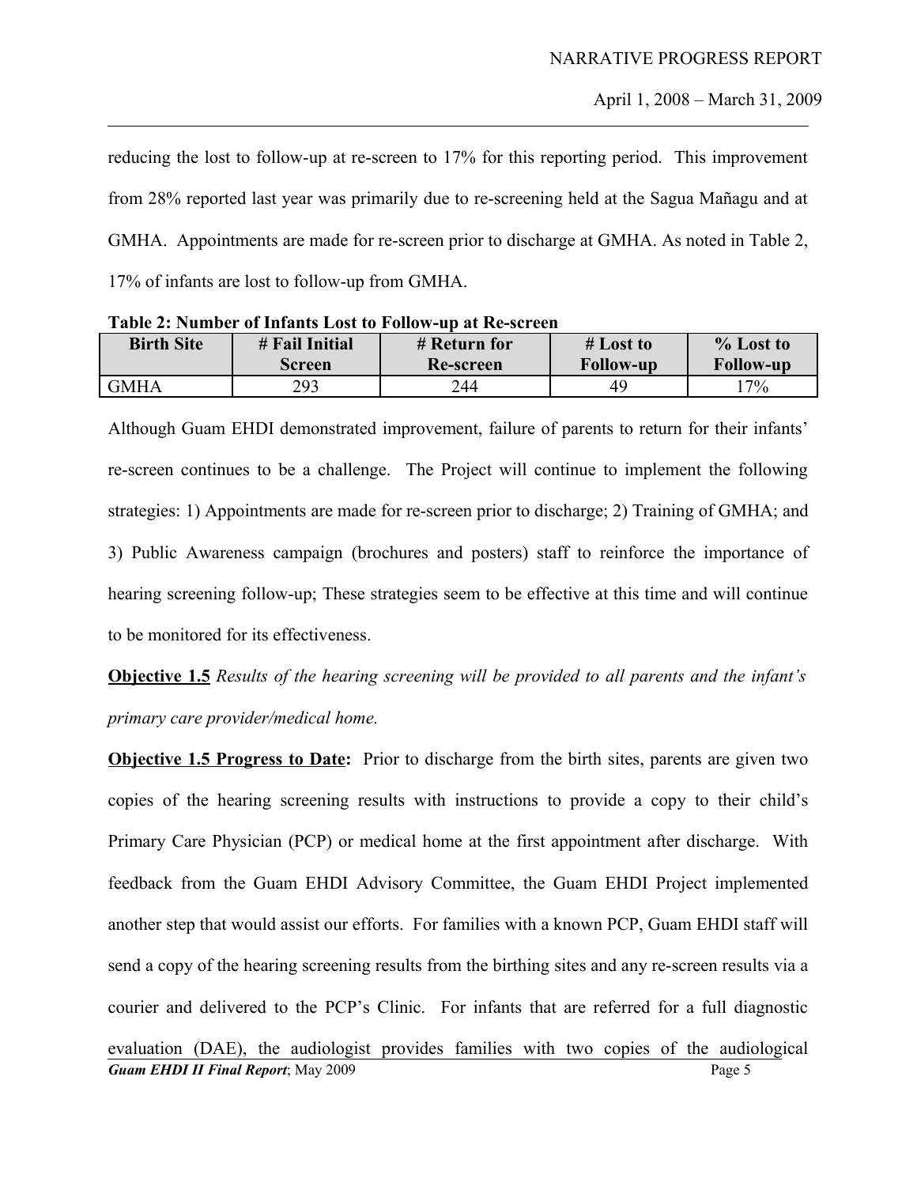reducing the lost to follow-up at re-screen to 17% for this reporting period. This improvement from 28% reported last year was primarily due to re-screening held at the Sagua Mañagu and at GMHA. Appointments are made for re-screen prior to discharge at GMHA. As noted in Table 2, 17% of infants are lost to follow-up from GMHA.

**Table 2: Number of Infants Lost to Follow-up at Re-screen**

| Birth Site | # Fail Initial Screen | # Return for Re-screen | # Lost to Follow-up | % Lost to Follow-up |
|---|---|---|---|---|
| GMHA | 293 | 244 | 49 | 17% |

Although Guam EHDI demonstrated improvement, failure of parents to return for their infants' re-screen continues to be a challenge. The Project will continue to implement the following strategies: 1) Appointments are made for re-screen prior to discharge; 2) Training of GMHA; and 3) Public Awareness campaign (brochures and posters) staff to reinforce the importance of hearing screening follow-up; These strategies seem to be effective at this time and will continue to be monitored for its effectiveness.

**Objective 1.5** *Results of the hearing screening will be provided to all parents and the infant's primary care provider/medical home.*

**Objective 1.5 Progress to Date:** Prior to discharge from the birth sites, parents are given two copies of the hearing screening results with instructions to provide a copy to their child's Primary Care Physician (PCP) or medical home at the first appointment after discharge. With feedback from the Guam EHDI Advisory Committee, the Guam EHDI Project implemented another step that would assist our efforts. For families with a known PCP, Guam EHDI staff will send a copy of the hearing screening results from the birthing sites and any re-screen results via a courier and delivered to the PCP's Clinic. For infants that are referred for a full diagnostic evaluation (DAE), the audiologist provides families with two copies of the audiological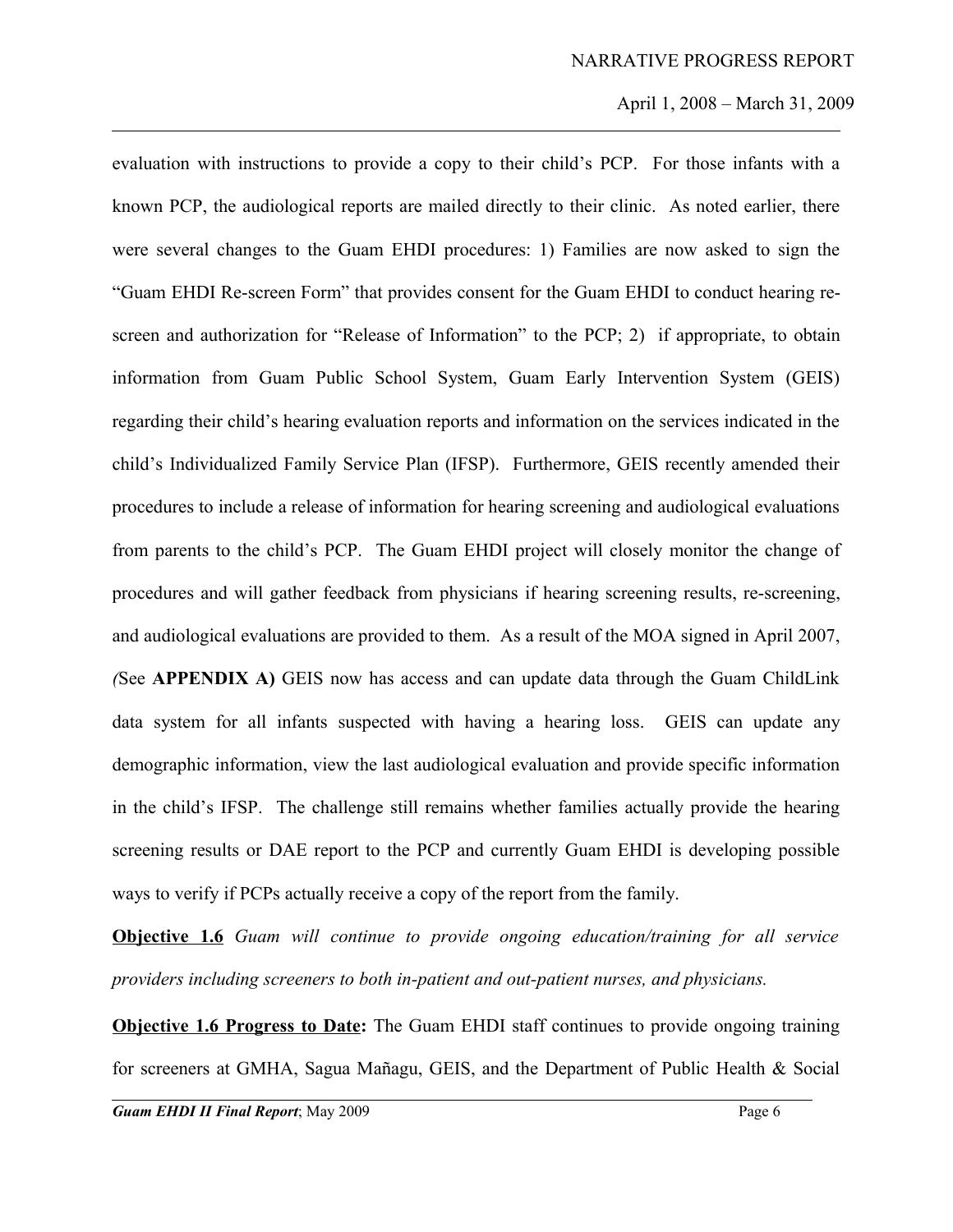evaluation with instructions to provide a copy to their child's PCP. For those infants with a known PCP, the audiological reports are mailed directly to their clinic. As noted earlier, there were several changes to the Guam EHDI procedures: 1) Families are now asked to sign the "Guam EHDI Re-screen Form" that provides consent for the Guam EHDI to conduct hearing re-screen and authorization for "Release of Information" to the PCP; 2) if appropriate, to obtain information from Guam Public School System, Guam Early Intervention System (GEIS) regarding their child's hearing evaluation reports and information on the services indicated in the child's Individualized Family Service Plan (IFSP). Furthermore, GEIS recently amended their procedures to include a release of information for hearing screening and audiological evaluations from parents to the child's PCP. The Guam EHDI project will closely monitor the change of procedures and will gather feedback from physicians if hearing screening results, re-screening, and audiological evaluations are provided to them. As a result of the MOA signed in April 2007, *(*See **APPENDIX A)** GEIS now has access and can update data through the Guam ChildLink data system for all infants suspected with having a hearing loss. GEIS can update any demographic information, view the last audiological evaluation and provide specific information in the child's IFSP. The challenge still remains whether families actually provide the hearing screening results or DAE report to the PCP and currently Guam EHDI is developing possible ways to verify if PCPs actually receive a copy of the report from the family.

**Objective 1.6** *Guam will continue to provide ongoing education/training for all service providers including screeners to both in-patient and out-patient nurses, and physicians.*

**Objective 1.6 Progress to Date:** The Guam EHDI staff continues to provide ongoing training for screeners at GMHA, Sagua Mañagu, GEIS, and the Department of Public Health & Social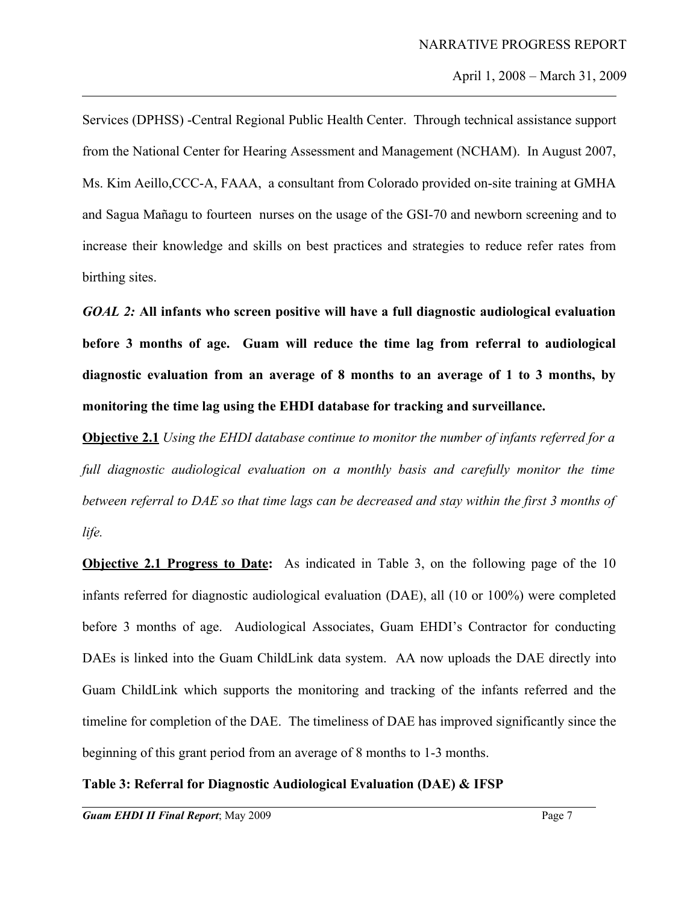Services (DPHSS) -Central Regional Public Health Center. Through technical assistance support from the National Center for Hearing Assessment and Management (NCHAM). In August 2007, Ms. Kim Aeillo,CCC-A, FAAA, a consultant from Colorado provided on-site training at GMHA and Sagua Mañagu to fourteen nurses on the usage of the GSI-70 and newborn screening and to increase their knowledge and skills on best practices and strategies to reduce refer rates from birthing sites.

***GOAL 2:*** **All infants who screen positive will have a full diagnostic audiological evaluation before 3 months of age. Guam will reduce the time lag from referral to audiological diagnostic evaluation from an average of 8 months to an average of 1 to 3 months, by monitoring the time lag using the EHDI database for tracking and surveillance.**

**Objective 2.1** *Using the EHDI database continue to monitor the number of infants referred for a full diagnostic audiological evaluation on a monthly basis and carefully monitor the time between referral to DAE so that time lags can be decreased and stay within the first 3 months of life.*

**Objective 2.1 Progress to Date:** As indicated in Table 3, on the following page of the 10 infants referred for diagnostic audiological evaluation (DAE), all (10 or 100%) were completed before 3 months of age. Audiological Associates, Guam EHDI's Contractor for conducting DAEs is linked into the Guam ChildLink data system. AA now uploads the DAE directly into Guam ChildLink which supports the monitoring and tracking of the infants referred and the timeline for completion of the DAE. The timeliness of DAE has improved significantly since the beginning of this grant period from an average of 8 months to 1-3 months.

**Table 3: Referral for Diagnostic Audiological Evaluation (DAE) & IFSP**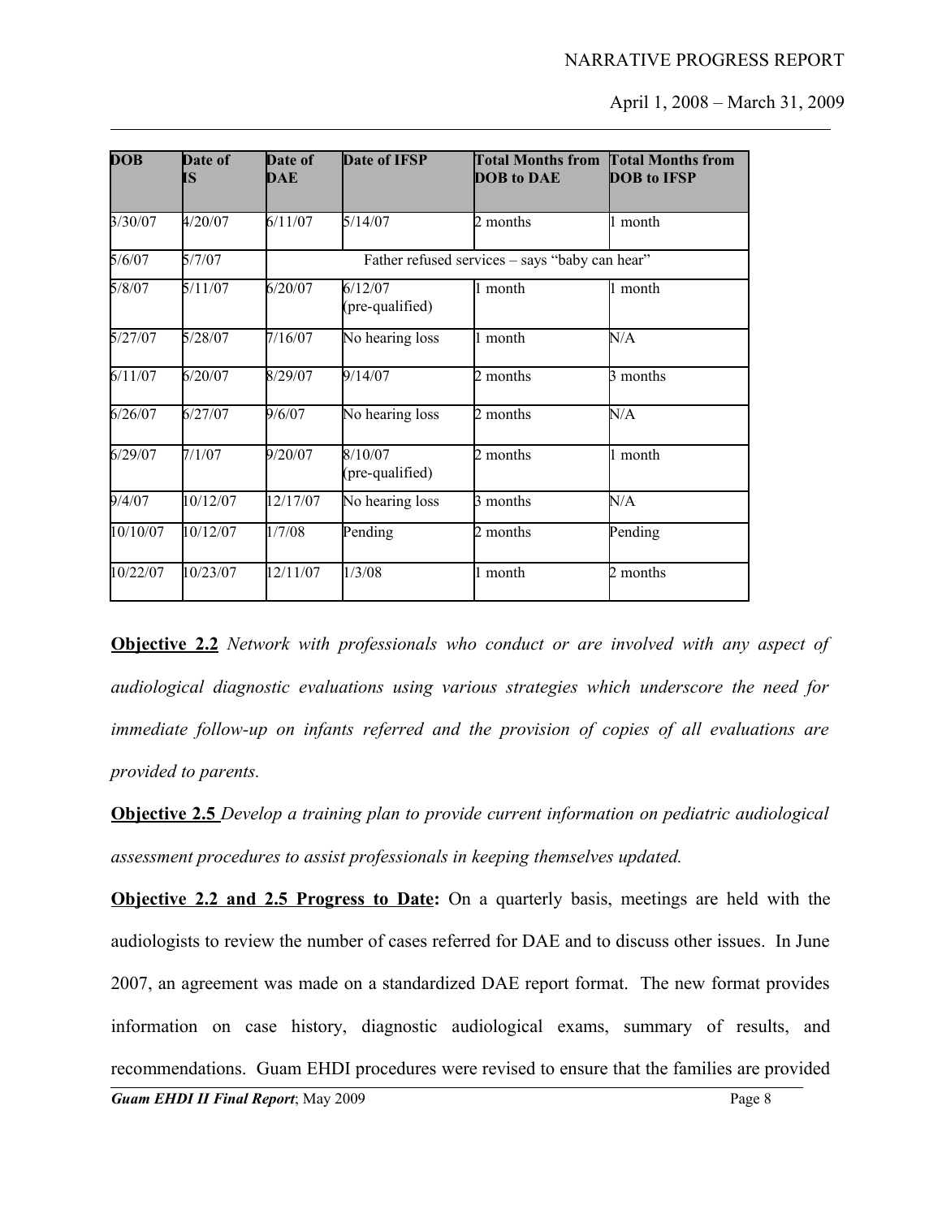| DOB | Date of IS | Date of DAE | Date of IFSP | Total Months from DOB to DAE | Total Months from DOB to IFSP |
|---|---|---|---|---|---|
| 3/30/07 | 4/20/07 | 6/11/07 | 5/14/07 | 2 months | 1 month |
| 5/6/07 | 5/7/07 | Father refused services – says "baby can hear" | | | |
| 5/8/07 | 5/11/07 | 6/20/07 | 6/12/07 (pre-qualified) | 1 month | 1 month |
| 5/27/07 | 5/28/07 | 7/16/07 | No hearing loss | 1 month | N/A |
| 6/11/07 | 6/20/07 | 8/29/07 | 9/14/07 | 2 months | 3 months |
| 6/26/07 | 6/27/07 | 9/6/07 | No hearing loss | 2 months | N/A |
| 6/29/07 | 7/1/07 | 9/20/07 | 8/10/07 (pre-qualified) | 2 months | 1 month |
| 9/4/07 | 10/12/07 | 12/17/07 | No hearing loss | 3 months | N/A |
| 10/10/07 | 10/12/07 | 1/7/08 | Pending | 2 months | Pending |
| 10/22/07 | 10/23/07 | 12/11/07 | 1/3/08 | 1 month | 2 months |

**Objective 2.2** *Network with professionals who conduct or are involved with any aspect of audiological diagnostic evaluations using various strategies which underscore the need for immediate follow-up on infants referred and the provision of copies of all evaluations are provided to parents.*

**Objective 2.5** *Develop a training plan to provide current information on pediatric audiological assessment procedures to assist professionals in keeping themselves updated.*

**Objective 2.2 and 2.5 Progress to Date:** On a quarterly basis, meetings are held with the audiologists to review the number of cases referred for DAE and to discuss other issues. In June 2007, an agreement was made on a standardized DAE report format. The new format provides information on case history, diagnostic audiological exams, summary of results, and recommendations. Guam EHDI procedures were revised to ensure that the families are provided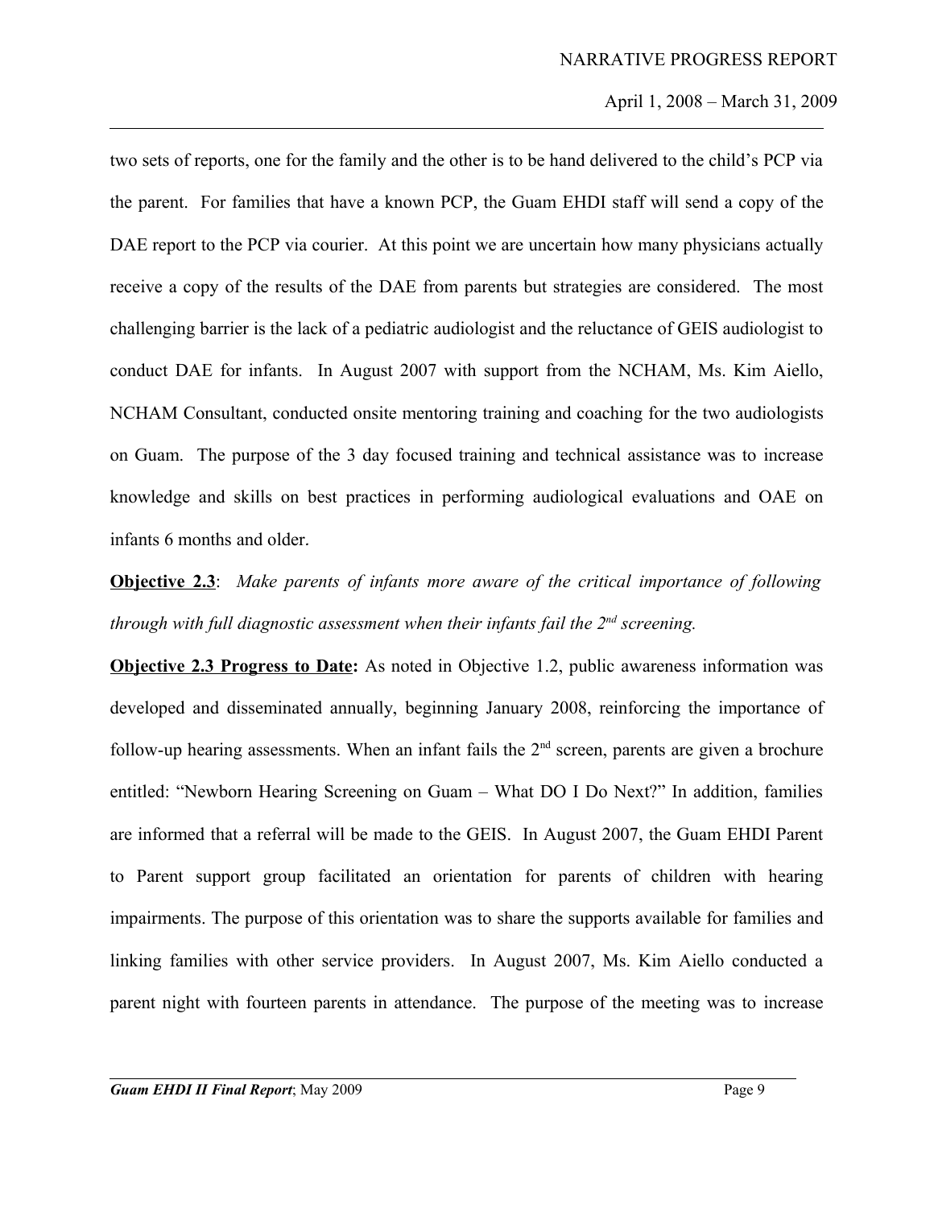two sets of reports, one for the family and the other is to be hand delivered to the child's PCP via the parent. For families that have a known PCP, the Guam EHDI staff will send a copy of the DAE report to the PCP via courier. At this point we are uncertain how many physicians actually receive a copy of the results of the DAE from parents but strategies are considered. The most challenging barrier is the lack of a pediatric audiologist and the reluctance of GEIS audiologist to conduct DAE for infants. In August 2007 with support from the NCHAM, Ms. Kim Aiello, NCHAM Consultant, conducted onsite mentoring training and coaching for the two audiologists on Guam. The purpose of the 3 day focused training and technical assistance was to increase knowledge and skills on best practices in performing audiological evaluations and OAE on infants 6 months and older.

**Objective 2.3**: *Make parents of infants more aware of the critical importance of following through with full diagnostic assessment when their infants fail the 2nd screening.*

**Objective 2.3 Progress to Date:** As noted in Objective 1.2, public awareness information was developed and disseminated annually, beginning January 2008, reinforcing the importance of follow-up hearing assessments. When an infant fails the 2nd screen, parents are given a brochure entitled: "Newborn Hearing Screening on Guam – What DO I Do Next?" In addition, families are informed that a referral will be made to the GEIS. In August 2007, the Guam EHDI Parent to Parent support group facilitated an orientation for parents of children with hearing impairments. The purpose of this orientation was to share the supports available for families and linking families with other service providers. In August 2007, Ms. Kim Aiello conducted a parent night with fourteen parents in attendance. The purpose of the meeting was to increase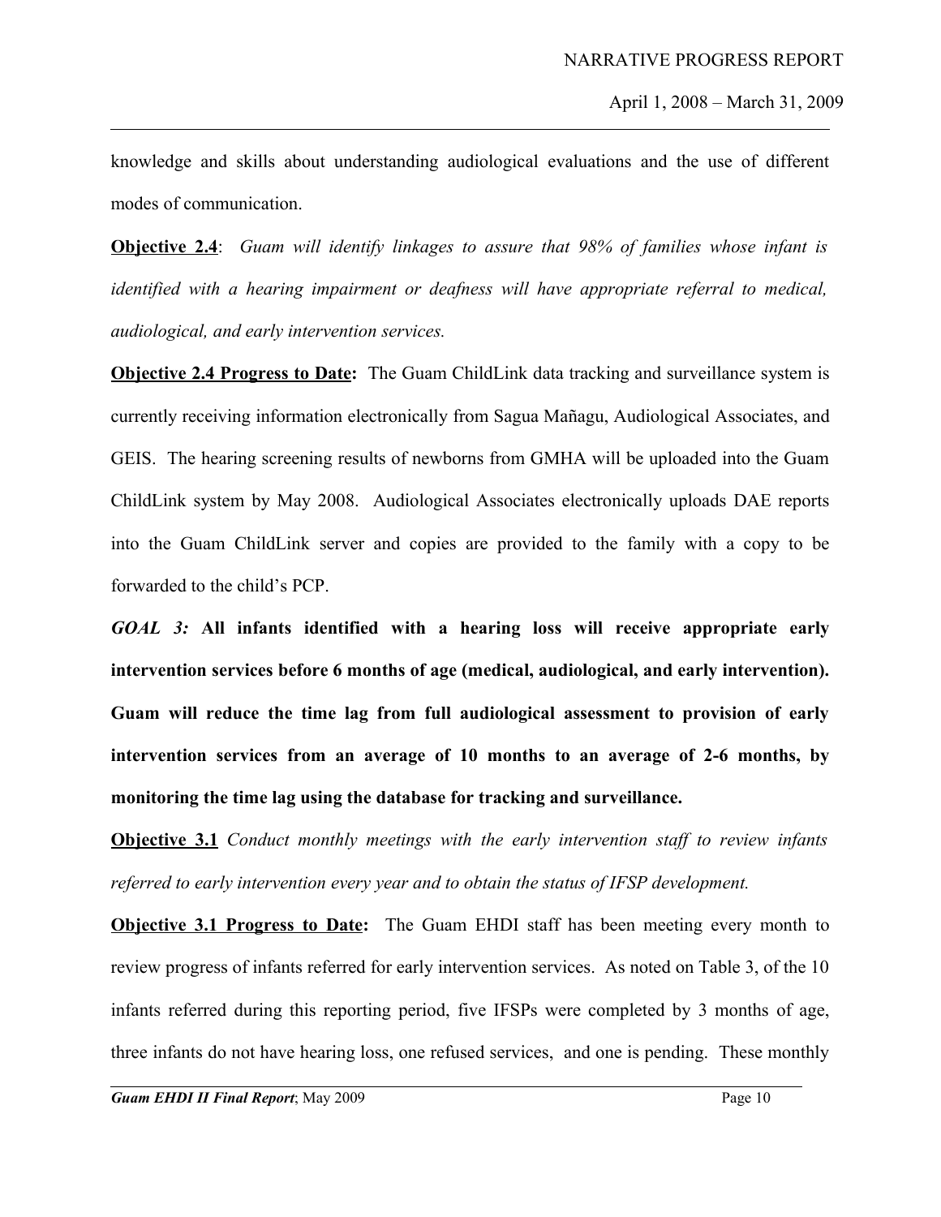knowledge and skills about understanding audiological evaluations and the use of different modes of communication.

**Objective 2.4**: *Guam will identify linkages to assure that 98% of families whose infant is identified with a hearing impairment or deafness will have appropriate referral to medical, audiological, and early intervention services.*

**Objective 2.4 Progress to Date:** The Guam ChildLink data tracking and surveillance system is currently receiving information electronically from Sagua Mañagu, Audiological Associates, and GEIS. The hearing screening results of newborns from GMHA will be uploaded into the Guam ChildLink system by May 2008. Audiological Associates electronically uploads DAE reports into the Guam ChildLink server and copies are provided to the family with a copy to be forwarded to the child's PCP.

***GOAL 3:*** **All infants identified with a hearing loss will receive appropriate early intervention services before 6 months of age (medical, audiological, and early intervention). Guam will reduce the time lag from full audiological assessment to provision of early intervention services from an average of 10 months to an average of 2-6 months, by monitoring the time lag using the database for tracking and surveillance.**

**Objective 3.1** *Conduct monthly meetings with the early intervention staff to review infants referred to early intervention every year and to obtain the status of IFSP development.*

**Objective 3.1 Progress to Date:** The Guam EHDI staff has been meeting every month to review progress of infants referred for early intervention services. As noted on Table 3, of the 10 infants referred during this reporting period, five IFSPs were completed by 3 months of age, three infants do not have hearing loss, one refused services, and one is pending. These monthly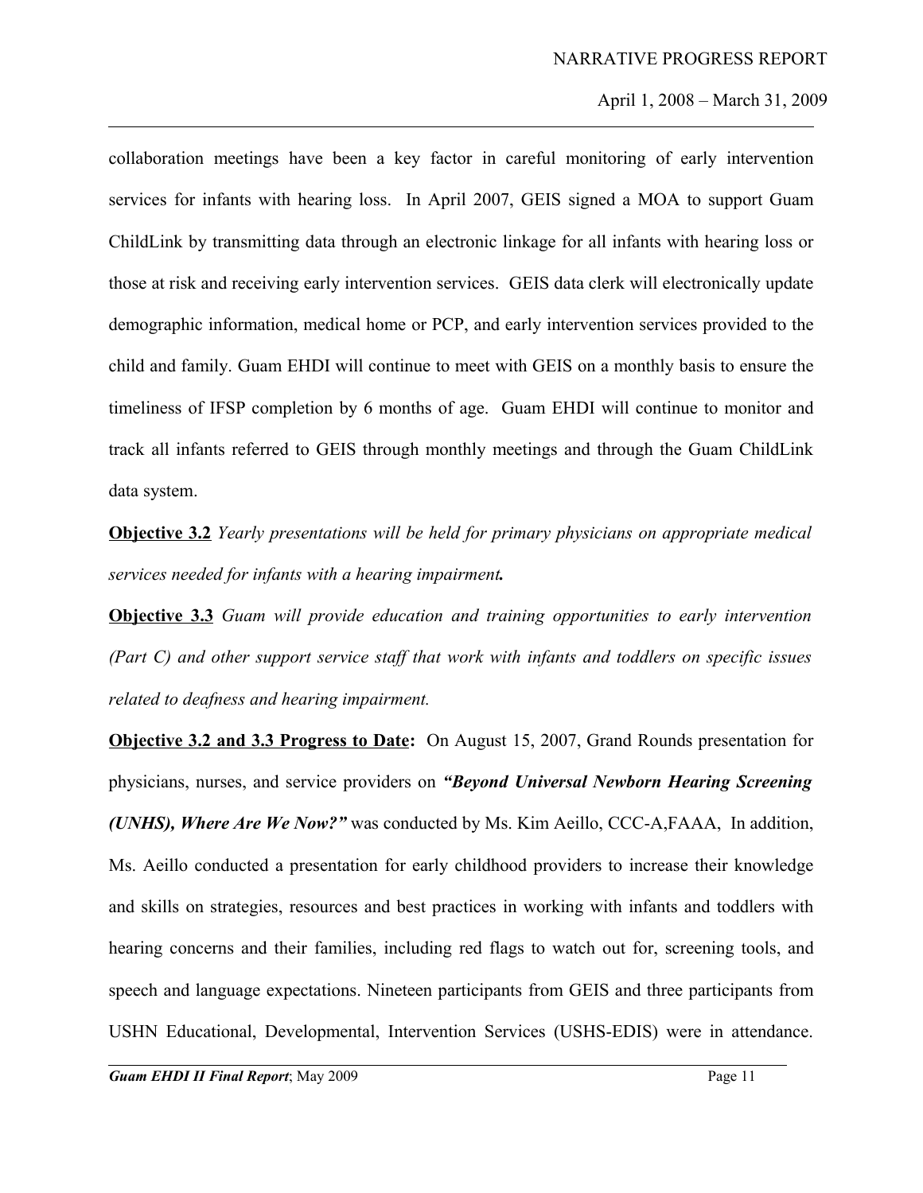collaboration meetings have been a key factor in careful monitoring of early intervention services for infants with hearing loss. In April 2007, GEIS signed a MOA to support Guam ChildLink by transmitting data through an electronic linkage for all infants with hearing loss or those at risk and receiving early intervention services. GEIS data clerk will electronically update demographic information, medical home or PCP, and early intervention services provided to the child and family. Guam EHDI will continue to meet with GEIS on a monthly basis to ensure the timeliness of IFSP completion by 6 months of age. Guam EHDI will continue to monitor and track all infants referred to GEIS through monthly meetings and through the Guam ChildLink data system.

**<u>Objective 3.2</u>** *Yearly presentations will be held for primary physicians on appropriate medical services needed for infants with a hearing impairment**.***

**<u>Objective 3.3</u>** *Guam will provide education and training opportunities to early intervention (Part C) and other support service staff that work with infants and toddlers on specific issues related to deafness and hearing impairment.*

**<u>Objective 3.2 and 3.3 Progress to Date</u>:** On August 15, 2007, Grand Rounds presentation for physicians, nurses, and service providers on ***"Beyond Universal Newborn Hearing Screening (UNHS), Where Are We Now?"*** was conducted by Ms. Kim Aeillo, CCC-A,FAAA, In addition, Ms. Aeillo conducted a presentation for early childhood providers to increase their knowledge and skills on strategies, resources and best practices in working with infants and toddlers with hearing concerns and their families, including red flags to watch out for, screening tools, and speech and language expectations. Nineteen participants from GEIS and three participants from USHN Educational, Developmental, Intervention Services (USHS-EDIS) were in attendance.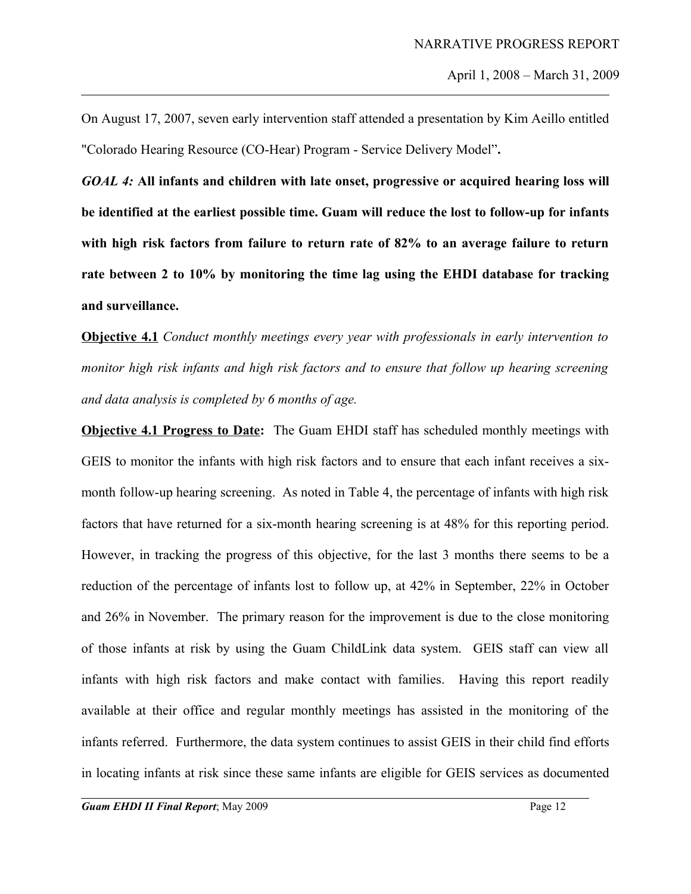On August 17, 2007, seven early intervention staff attended a presentation by Kim Aeillo entitled "Colorado Hearing Resource (CO-Hear) Program - Service Delivery Model"**.**

***GOAL 4:*** **All infants and children with late onset, progressive or acquired hearing loss will be identified at the earliest possible time. Guam will reduce the lost to follow-up for infants with high risk factors from failure to return rate of 82% to an average failure to return rate between 2 to 10% by monitoring the time lag using the EHDI database for tracking and surveillance.**

**Objective 4.1** *Conduct monthly meetings every year with professionals in early intervention to monitor high risk infants and high risk factors and to ensure that follow up hearing screening and data analysis is completed by 6 months of age.*

**Objective 4.1 Progress to Date:** The Guam EHDI staff has scheduled monthly meetings with GEIS to monitor the infants with high risk factors and to ensure that each infant receives a six-month follow-up hearing screening. As noted in Table 4, the percentage of infants with high risk factors that have returned for a six-month hearing screening is at 48% for this reporting period. However, in tracking the progress of this objective, for the last 3 months there seems to be a reduction of the percentage of infants lost to follow up, at 42% in September, 22% in October and 26% in November. The primary reason for the improvement is due to the close monitoring of those infants at risk by using the Guam ChildLink data system. GEIS staff can view all infants with high risk factors and make contact with families. Having this report readily available at their office and regular monthly meetings has assisted in the monitoring of the infants referred. Furthermore, the data system continues to assist GEIS in their child find efforts in locating infants at risk since these same infants are eligible for GEIS services as documented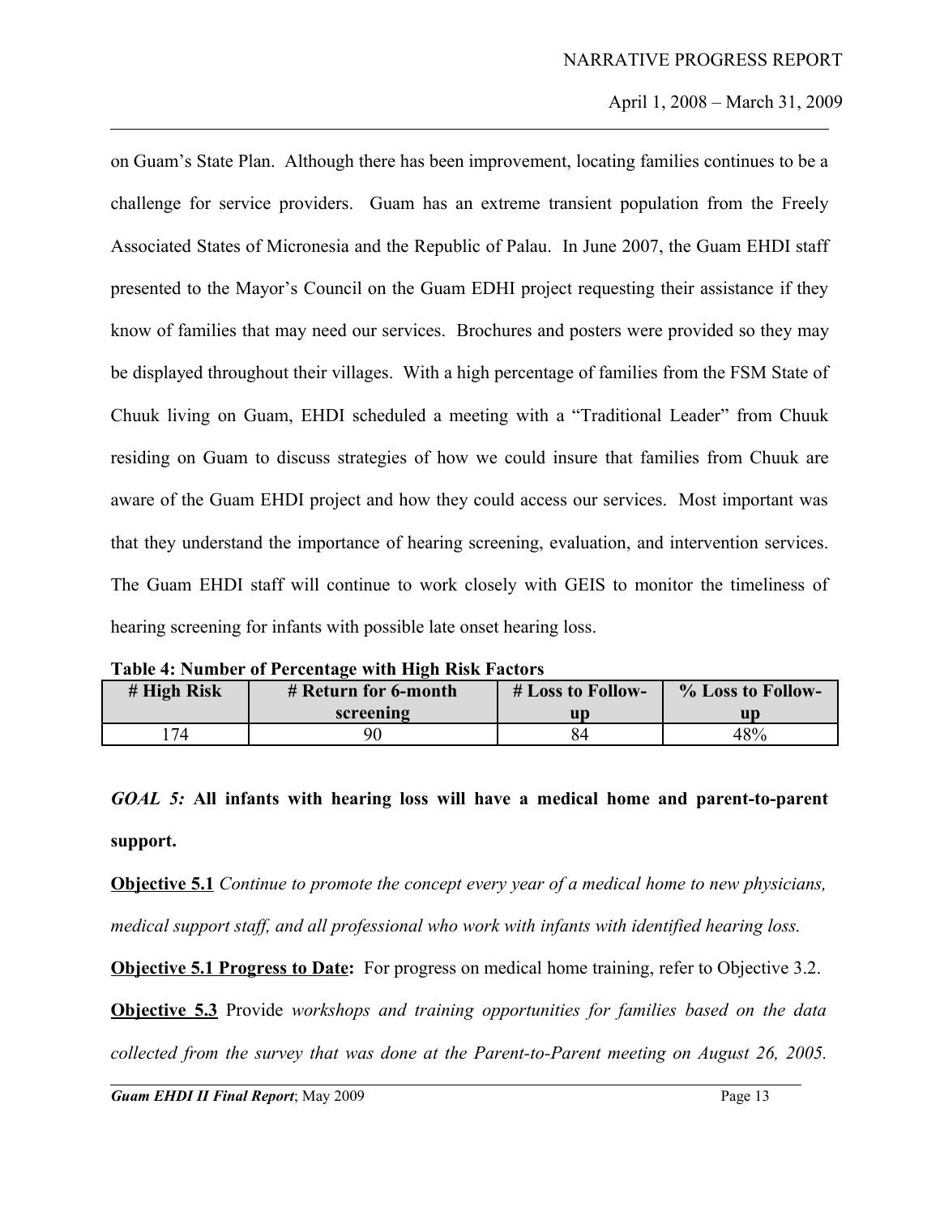on Guam's State Plan. Although there has been improvement, locating families continues to be a challenge for service providers. Guam has an extreme transient population from the Freely Associated States of Micronesia and the Republic of Palau. In June 2007, the Guam EHDI staff presented to the Mayor's Council on the Guam EDHI project requesting their assistance if they know of families that may need our services. Brochures and posters were provided so they may be displayed throughout their villages. With a high percentage of families from the FSM State of Chuuk living on Guam, EHDI scheduled a meeting with a "Traditional Leader" from Chuuk residing on Guam to discuss strategies of how we could insure that families from Chuuk are aware of the Guam EHDI project and how they could access our services. Most important was that they understand the importance of hearing screening, evaluation, and intervention services. The Guam EHDI staff will continue to work closely with GEIS to monitor the timeliness of hearing screening for infants with possible late onset hearing loss.

**Table 4: Number of Percentage with High Risk Factors**

| # High Risk | # Return for 6-month screening | # Loss to Follow-up | % Loss to Follow-up |
|---|---|---|---|
| 174 | 90 | 84 | 48% |

***GOAL 5:*** **All infants with hearing loss will have a medical home and parent-to-parent support.**

**Objective 5.1** *Continue to promote the concept every year of a medical home to new physicians, medical support staff, and all professional who work with infants with identified hearing loss.*

**Objective 5.1 Progress to Date:** For progress on medical home training, refer to Objective 3.2.

**Objective 5.3** Provide *workshops and training opportunities for families based on the data collected from the survey that was done at the Parent-to-Parent meeting on August 26, 2005.*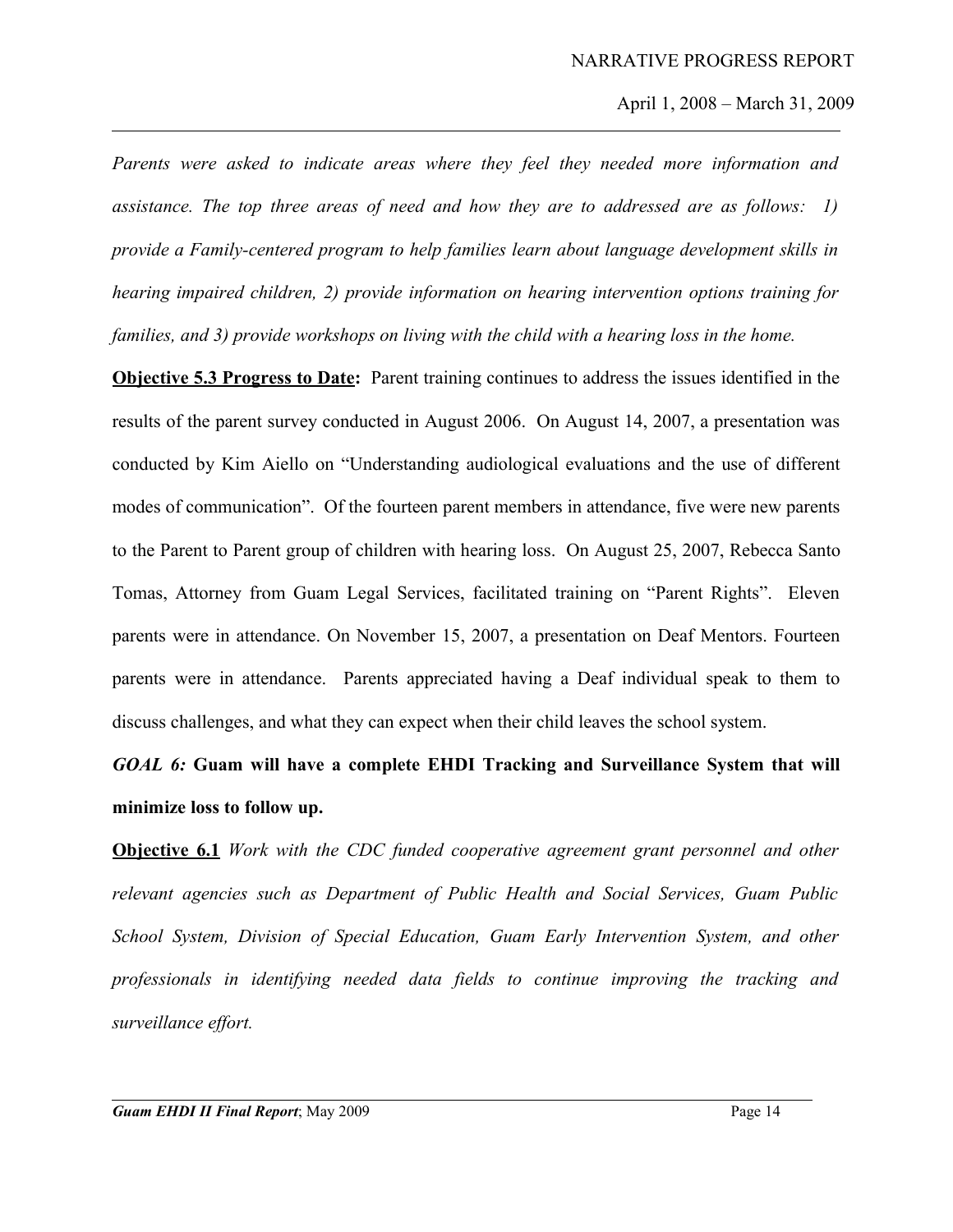*Parents were asked to indicate areas where they feel they needed more information and assistance. The top three areas of need and how they are to addressed are as follows: 1) provide a Family-centered program to help families learn about language development skills in hearing impaired children, 2) provide information on hearing intervention options training for families, and 3) provide workshops on living with the child with a hearing loss in the home.*

**Objective 5.3 Progress to Date:** Parent training continues to address the issues identified in the results of the parent survey conducted in August 2006. On August 14, 2007, a presentation was conducted by Kim Aiello on "Understanding audiological evaluations and the use of different modes of communication". Of the fourteen parent members in attendance, five were new parents to the Parent to Parent group of children with hearing loss. On August 25, 2007, Rebecca Santo Tomas, Attorney from Guam Legal Services, facilitated training on "Parent Rights". Eleven parents were in attendance. On November 15, 2007, a presentation on Deaf Mentors. Fourteen parents were in attendance. Parents appreciated having a Deaf individual speak to them to discuss challenges, and what they can expect when their child leaves the school system.

***GOAL 6:* Guam will have a complete EHDI Tracking and Surveillance System that will minimize loss to follow up.**

**Objective 6.1** *Work with the CDC funded cooperative agreement grant personnel and other relevant agencies such as Department of Public Health and Social Services, Guam Public School System, Division of Special Education, Guam Early Intervention System, and other professionals in identifying needed data fields to continue improving the tracking and surveillance effort.*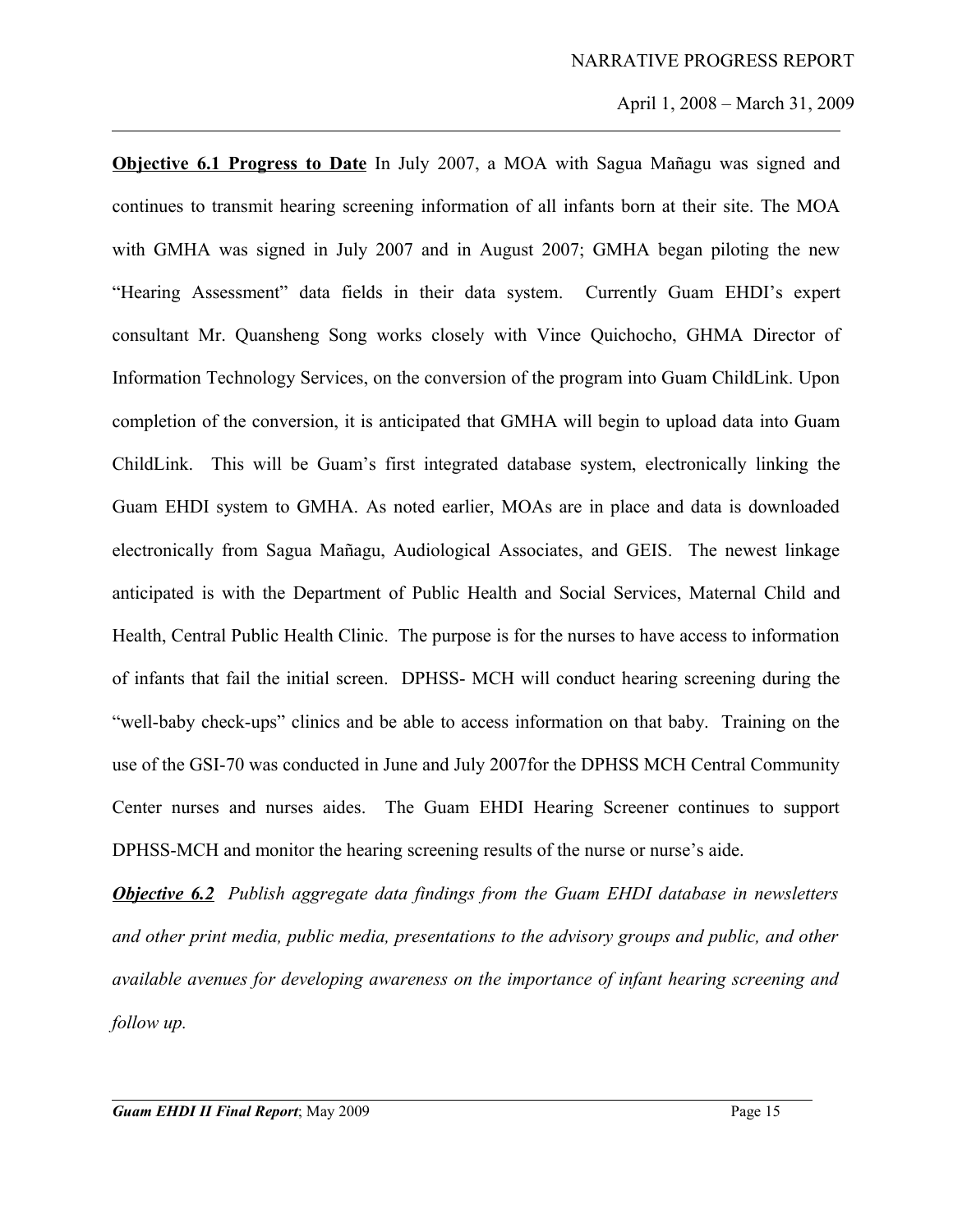**<u>Objective 6.1 Progress to Date</u>** In July 2007, a MOA with Sagua Mañagu was signed and continues to transmit hearing screening information of all infants born at their site. The MOA with GMHA was signed in July 2007 and in August 2007; GMHA began piloting the new "Hearing Assessment" data fields in their data system. Currently Guam EHDI's expert consultant Mr. Quansheng Song works closely with Vince Quichocho, GHMA Director of Information Technology Services, on the conversion of the program into Guam ChildLink. Upon completion of the conversion, it is anticipated that GMHA will begin to upload data into Guam ChildLink. This will be Guam's first integrated database system, electronically linking the Guam EHDI system to GMHA. As noted earlier, MOAs are in place and data is downloaded electronically from Sagua Mañagu, Audiological Associates, and GEIS. The newest linkage anticipated is with the Department of Public Health and Social Services, Maternal Child and Health, Central Public Health Clinic. The purpose is for the nurses to have access to information of infants that fail the initial screen. DPHSS- MCH will conduct hearing screening during the "well-baby check-ups" clinics and be able to access information on that baby. Training on the use of the GSI-70 was conducted in June and July 2007for the DPHSS MCH Central Community Center nurses and nurses aides. The Guam EHDI Hearing Screener continues to support DPHSS-MCH and monitor the hearing screening results of the nurse or nurse's aide.

***<u>Objective 6.2</u>*** *Publish aggregate data findings from the Guam EHDI database in newsletters and other print media, public media, presentations to the advisory groups and public, and other available avenues for developing awareness on the importance of infant hearing screening and follow up.*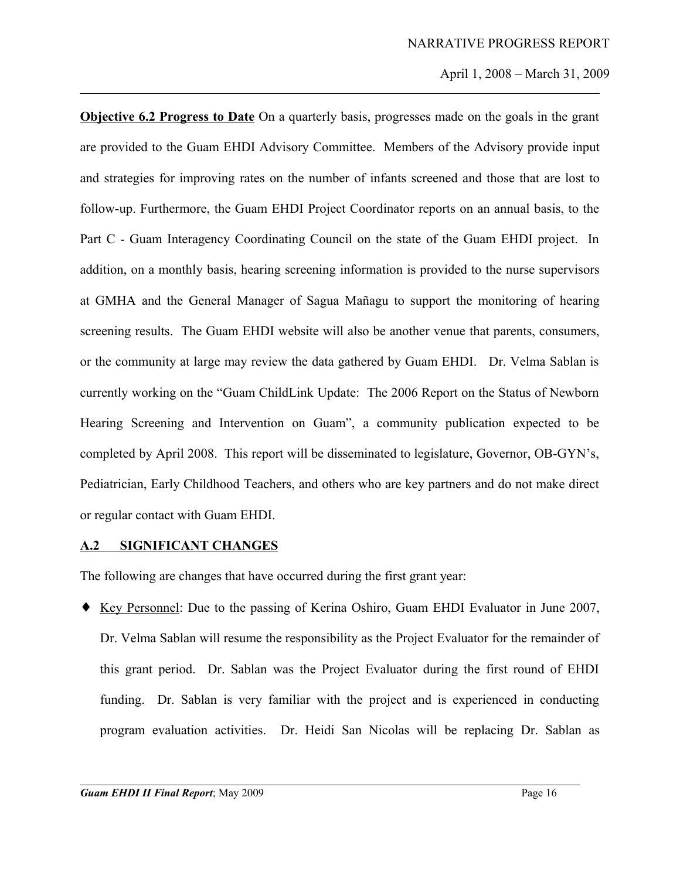**Objective 6.2 Progress to Date** On a quarterly basis, progresses made on the goals in the grant are provided to the Guam EHDI Advisory Committee. Members of the Advisory provide input and strategies for improving rates on the number of infants screened and those that are lost to follow-up. Furthermore, the Guam EHDI Project Coordinator reports on an annual basis, to the Part C - Guam Interagency Coordinating Council on the state of the Guam EHDI project. In addition, on a monthly basis, hearing screening information is provided to the nurse supervisors at GMHA and the General Manager of Sagua Mañagu to support the monitoring of hearing screening results. The Guam EHDI website will also be another venue that parents, consumers, or the community at large may review the data gathered by Guam EHDI. Dr. Velma Sablan is currently working on the "Guam ChildLink Update: The 2006 Report on the Status of Newborn Hearing Screening and Intervention on Guam", a community publication expected to be completed by April 2008. This report will be disseminated to legislature, Governor, OB-GYN's, Pediatrician, Early Childhood Teachers, and others who are key partners and do not make direct or regular contact with Guam EHDI.

## A.2 SIGNIFICANT CHANGES

The following are changes that have occurred during the first grant year:

- Key Personnel: Due to the passing of Kerina Oshiro, Guam EHDI Evaluator in June 2007, Dr. Velma Sablan will resume the responsibility as the Project Evaluator for the remainder of this grant period. Dr. Sablan was the Project Evaluator during the first round of EHDI funding. Dr. Sablan is very familiar with the project and is experienced in conducting program evaluation activities. Dr. Heidi San Nicolas will be replacing Dr. Sablan as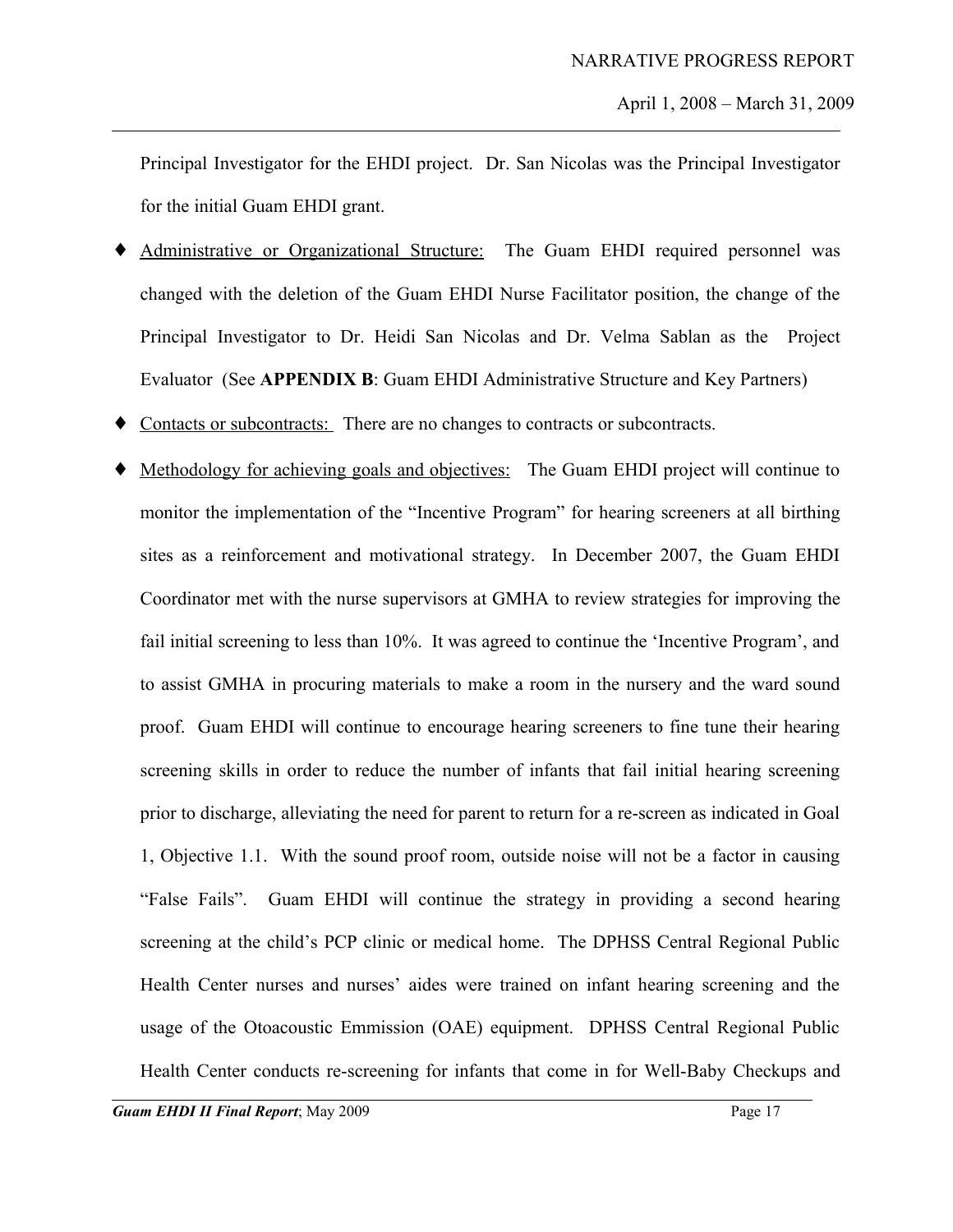Principal Investigator for the EHDI project. Dr. San Nicolas was the Principal Investigator for the initial Guam EHDI grant.

- Administrative or Organizational Structure: The Guam EHDI required personnel was changed with the deletion of the Guam EHDI Nurse Facilitator position, the change of the Principal Investigator to Dr. Heidi San Nicolas and Dr. Velma Sablan as the Project Evaluator (See **APPENDIX B**: Guam EHDI Administrative Structure and Key Partners)
- Contacts or subcontracts: There are no changes to contracts or subcontracts.
- Methodology for achieving goals and objectives: The Guam EHDI project will continue to monitor the implementation of the "Incentive Program" for hearing screeners at all birthing sites as a reinforcement and motivational strategy. In December 2007, the Guam EHDI Coordinator met with the nurse supervisors at GMHA to review strategies for improving the fail initial screening to less than 10%. It was agreed to continue the 'Incentive Program', and to assist GMHA in procuring materials to make a room in the nursery and the ward sound proof. Guam EHDI will continue to encourage hearing screeners to fine tune their hearing screening skills in order to reduce the number of infants that fail initial hearing screening prior to discharge, alleviating the need for parent to return for a re-screen as indicated in Goal 1, Objective 1.1. With the sound proof room, outside noise will not be a factor in causing "False Fails". Guam EHDI will continue the strategy in providing a second hearing screening at the child's PCP clinic or medical home. The DPHSS Central Regional Public Health Center nurses and nurses' aides were trained on infant hearing screening and the usage of the Otoacoustic Emmission (OAE) equipment. DPHSS Central Regional Public Health Center conducts re-screening for infants that come in for Well-Baby Checkups and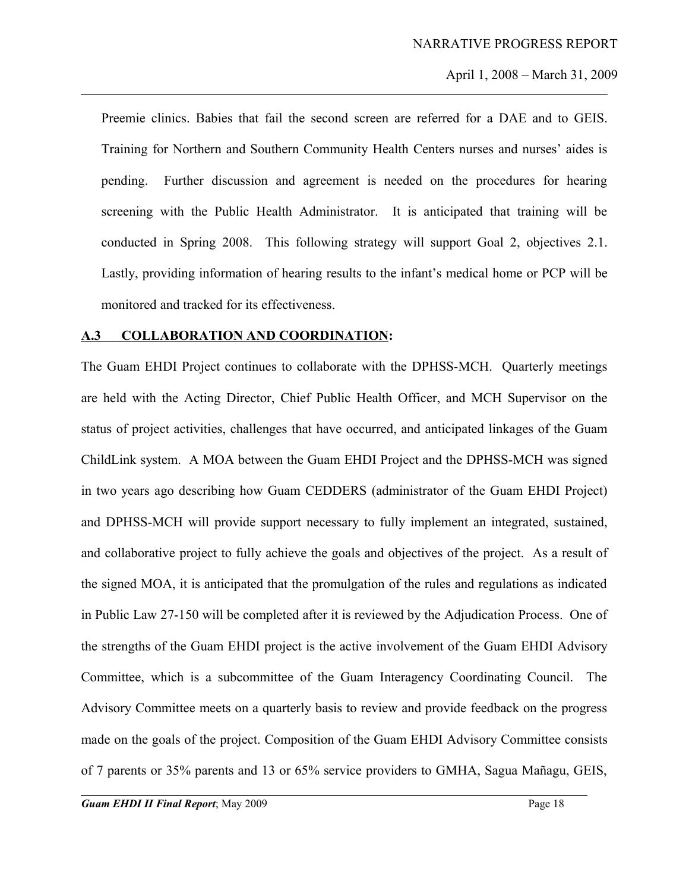Preemie clinics. Babies that fail the second screen are referred for a DAE and to GEIS. Training for Northern and Southern Community Health Centers nurses and nurses' aides is pending. Further discussion and agreement is needed on the procedures for hearing screening with the Public Health Administrator. It is anticipated that training will be conducted in Spring 2008. This following strategy will support Goal 2, objectives 2.1. Lastly, providing information of hearing results to the infant's medical home or PCP will be monitored and tracked for its effectiveness.

## **A.3 COLLABORATION AND COORDINATION:**

The Guam EHDI Project continues to collaborate with the DPHSS-MCH. Quarterly meetings are held with the Acting Director, Chief Public Health Officer, and MCH Supervisor on the status of project activities, challenges that have occurred, and anticipated linkages of the Guam ChildLink system. A MOA between the Guam EHDI Project and the DPHSS-MCH was signed in two years ago describing how Guam CEDDERS (administrator of the Guam EHDI Project) and DPHSS-MCH will provide support necessary to fully implement an integrated, sustained, and collaborative project to fully achieve the goals and objectives of the project. As a result of the signed MOA, it is anticipated that the promulgation of the rules and regulations as indicated in Public Law 27-150 will be completed after it is reviewed by the Adjudication Process. One of the strengths of the Guam EHDI project is the active involvement of the Guam EHDI Advisory Committee, which is a subcommittee of the Guam Interagency Coordinating Council. The Advisory Committee meets on a quarterly basis to review and provide feedback on the progress made on the goals of the project. Composition of the Guam EHDI Advisory Committee consists of 7 parents or 35% parents and 13 or 65% service providers to GMHA, Sagua Mañagu, GEIS,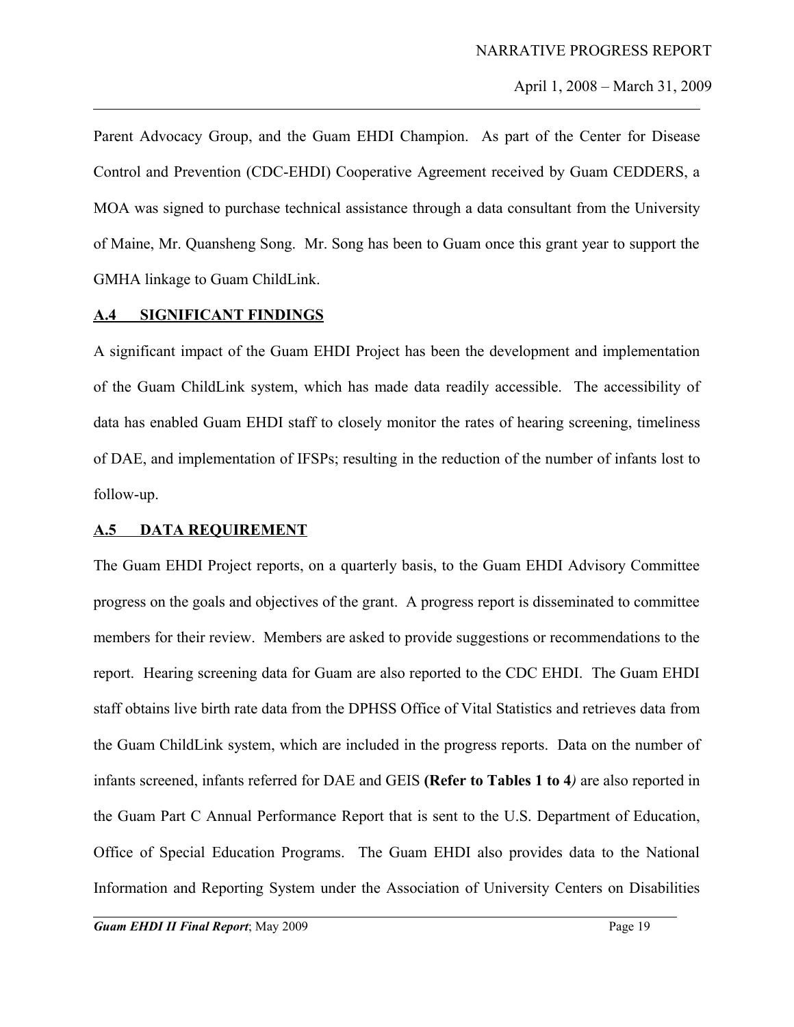Parent Advocacy Group, and the Guam EHDI Champion. As part of the Center for Disease Control and Prevention (CDC-EHDI) Cooperative Agreement received by Guam CEDDERS, a MOA was signed to purchase technical assistance through a data consultant from the University of Maine, Mr. Quansheng Song. Mr. Song has been to Guam once this grant year to support the GMHA linkage to Guam ChildLink.

## A.4 SIGNIFICANT FINDINGS

A significant impact of the Guam EHDI Project has been the development and implementation of the Guam ChildLink system, which has made data readily accessible. The accessibility of data has enabled Guam EHDI staff to closely monitor the rates of hearing screening, timeliness of DAE, and implementation of IFSPs; resulting in the reduction of the number of infants lost to follow-up.

## A.5 DATA REQUIREMENT

The Guam EHDI Project reports, on a quarterly basis, to the Guam EHDI Advisory Committee progress on the goals and objectives of the grant. A progress report is disseminated to committee members for their review. Members are asked to provide suggestions or recommendations to the report. Hearing screening data for Guam are also reported to the CDC EHDI. The Guam EHDI staff obtains live birth rate data from the DPHSS Office of Vital Statistics and retrieves data from the Guam ChildLink system, which are included in the progress reports. Data on the number of infants screened, infants referred for DAE and GEIS **(Refer to Tables 1 to 4***)* are also reported in the Guam Part C Annual Performance Report that is sent to the U.S. Department of Education, Office of Special Education Programs. The Guam EHDI also provides data to the National Information and Reporting System under the Association of University Centers on Disabilities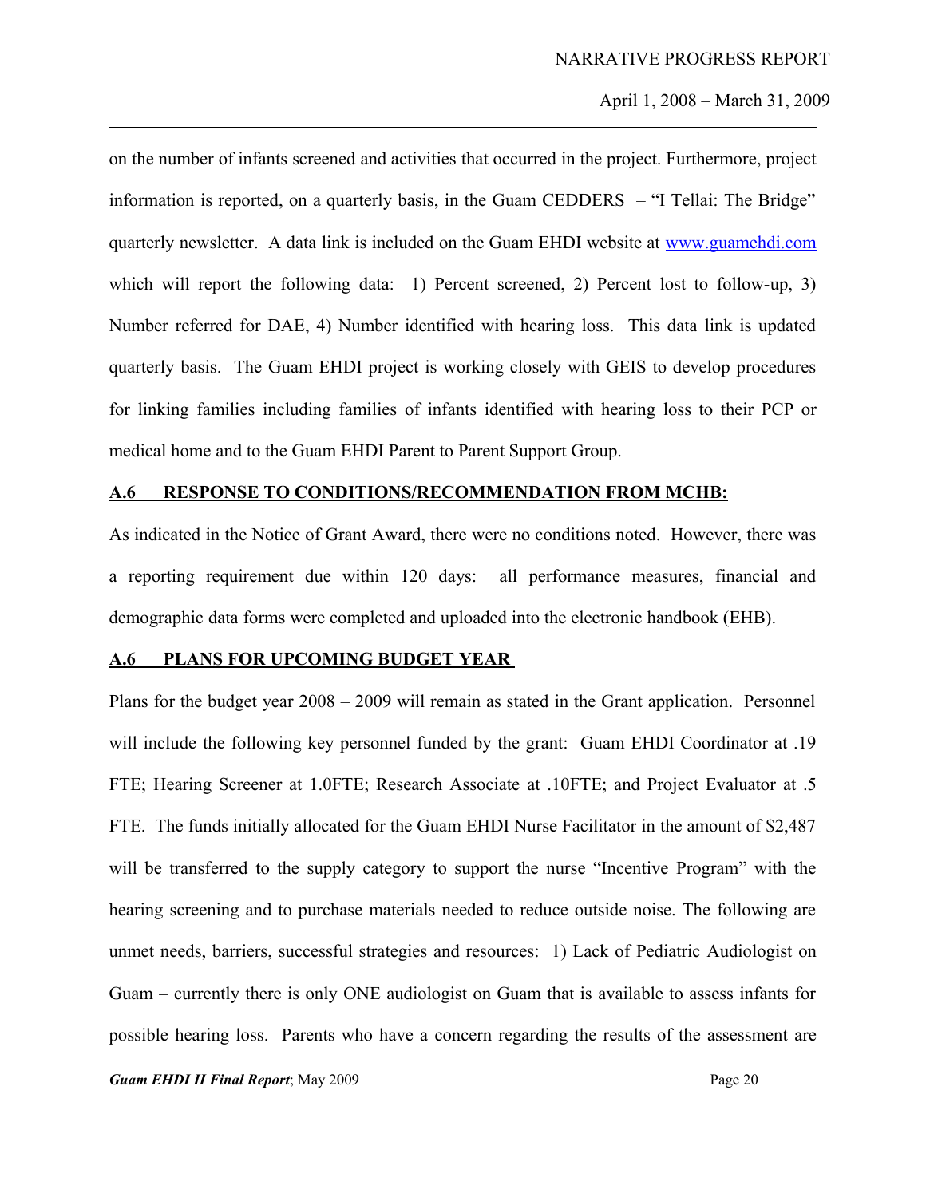on the number of infants screened and activities that occurred in the project. Furthermore, project information is reported, on a quarterly basis, in the Guam CEDDERS – "I Tellai: The Bridge" quarterly newsletter. A data link is included on the Guam EHDI website at [www.guamehdi.com](www.guamehdi.com) which will report the following data: 1) Percent screened, 2) Percent lost to follow-up, 3) Number referred for DAE, 4) Number identified with hearing loss. This data link is updated quarterly basis. The Guam EHDI project is working closely with GEIS to develop procedures for linking families including families of infants identified with hearing loss to their PCP or medical home and to the Guam EHDI Parent to Parent Support Group.

## <u>A.6 RESPONSE TO CONDITIONS/RECOMMENDATION FROM MCHB:</u>

As indicated in the Notice of Grant Award, there were no conditions noted. However, there was a reporting requirement due within 120 days: all performance measures, financial and demographic data forms were completed and uploaded into the electronic handbook (EHB).

## <u>A.6 PLANS FOR UPCOMING BUDGET YEAR</u>

Plans for the budget year 2008 – 2009 will remain as stated in the Grant application. Personnel will include the following key personnel funded by the grant: Guam EHDI Coordinator at .19 FTE; Hearing Screener at 1.0FTE; Research Associate at .10FTE; and Project Evaluator at .5 FTE. The funds initially allocated for the Guam EHDI Nurse Facilitator in the amount of $2,487 will be transferred to the supply category to support the nurse "Incentive Program" with the hearing screening and to purchase materials needed to reduce outside noise. The following are unmet needs, barriers, successful strategies and resources: 1) Lack of Pediatric Audiologist on Guam – currently there is only ONE audiologist on Guam that is available to assess infants for possible hearing loss. Parents who have a concern regarding the results of the assessment are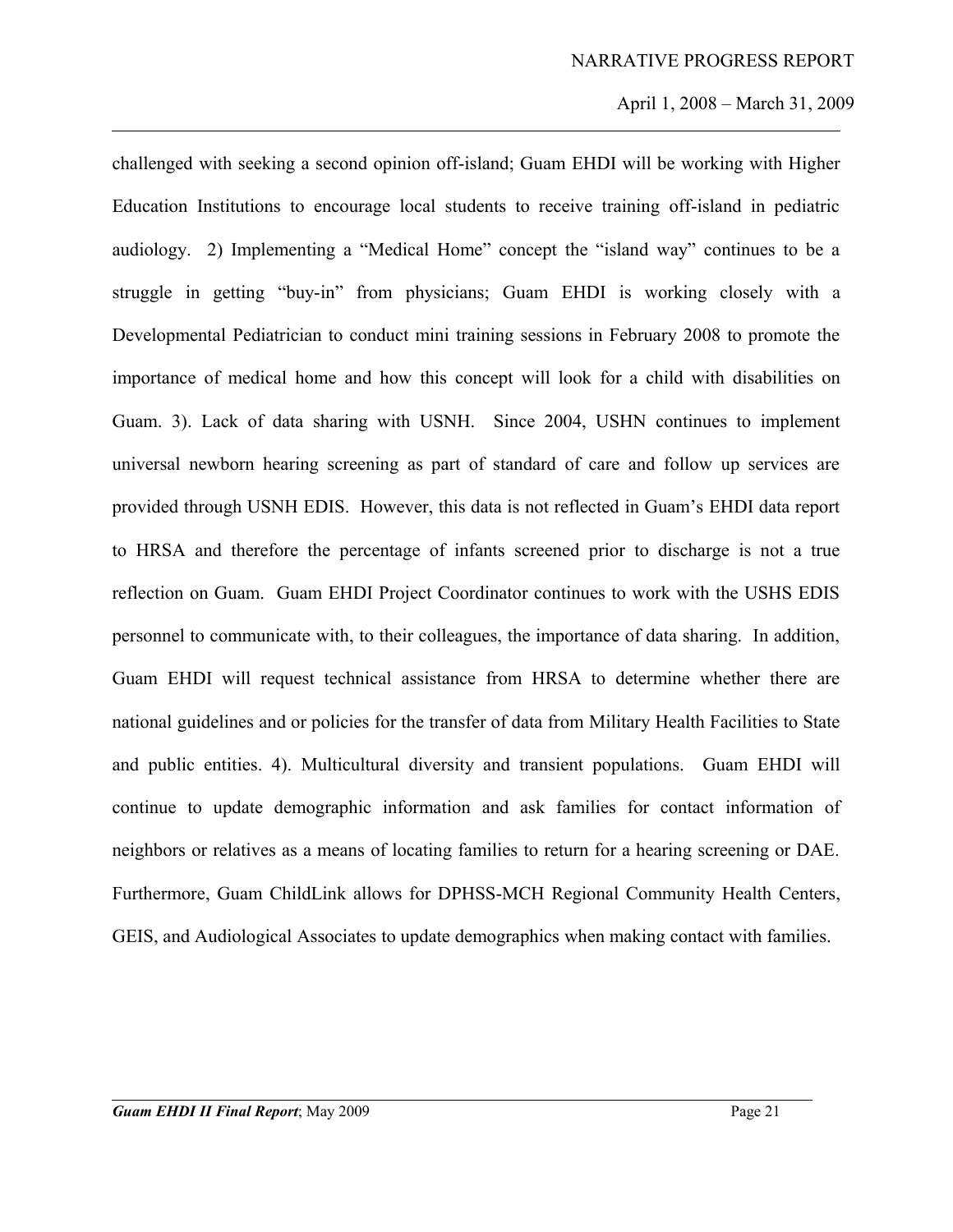challenged with seeking a second opinion off-island; Guam EHDI will be working with Higher Education Institutions to encourage local students to receive training off-island in pediatric audiology. 2) Implementing a "Medical Home" concept the "island way" continues to be a struggle in getting "buy-in" from physicians; Guam EHDI is working closely with a Developmental Pediatrician to conduct mini training sessions in February 2008 to promote the importance of medical home and how this concept will look for a child with disabilities on Guam. 3). Lack of data sharing with USNH. Since 2004, USHN continues to implement universal newborn hearing screening as part of standard of care and follow up services are provided through USNH EDIS. However, this data is not reflected in Guam's EHDI data report to HRSA and therefore the percentage of infants screened prior to discharge is not a true reflection on Guam. Guam EHDI Project Coordinator continues to work with the USHS EDIS personnel to communicate with, to their colleagues, the importance of data sharing. In addition, Guam EHDI will request technical assistance from HRSA to determine whether there are national guidelines and or policies for the transfer of data from Military Health Facilities to State and public entities. 4). Multicultural diversity and transient populations. Guam EHDI will continue to update demographic information and ask families for contact information of neighbors or relatives as a means of locating families to return for a hearing screening or DAE. Furthermore, Guam ChildLink allows for DPHSS-MCH Regional Community Health Centers, GEIS, and Audiological Associates to update demographics when making contact with families.